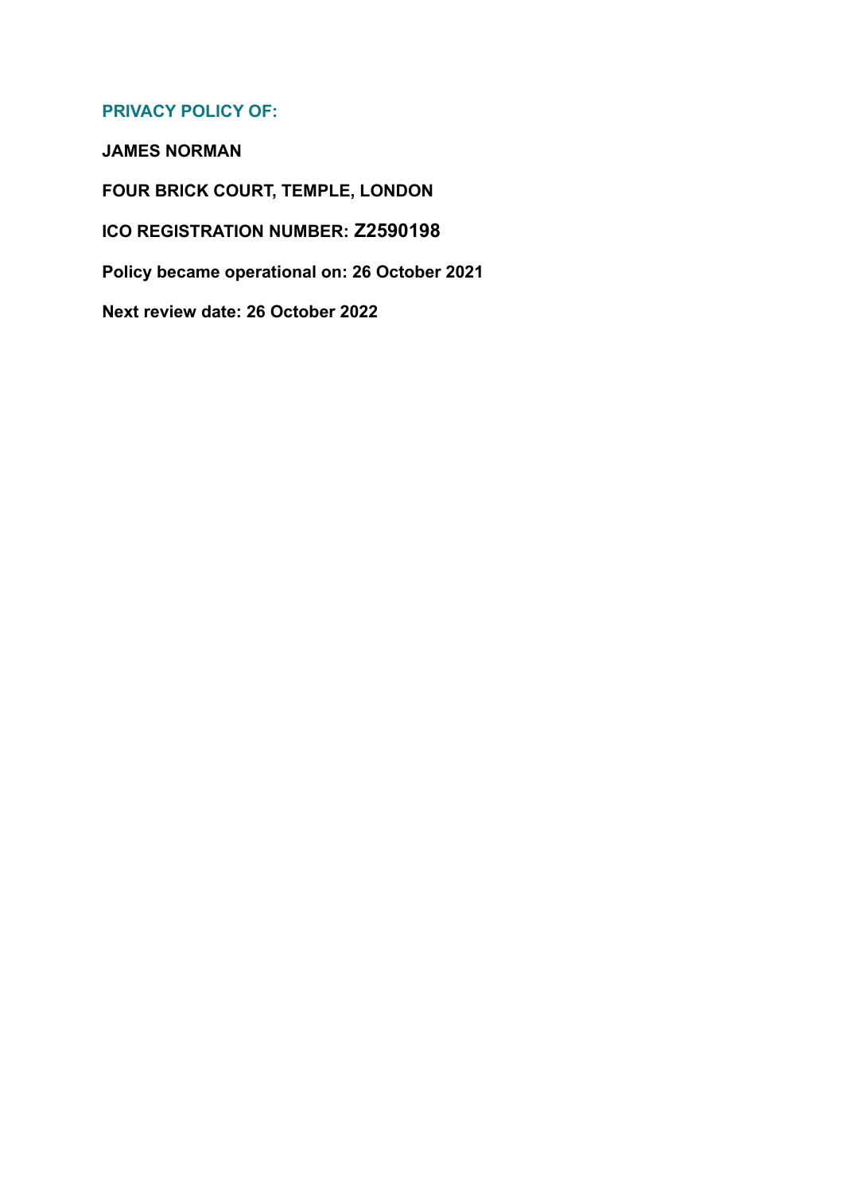# PRIVACY POLICY OF:

**JAMES NORMAN**

**FOUR BRICK COURT, TEMPLE, LONDON**

**ICO REGISTRATION NUMBER: Z2590198**

**Policy became operational on: 26 October 2021**

**Next review date: 26 October 2022**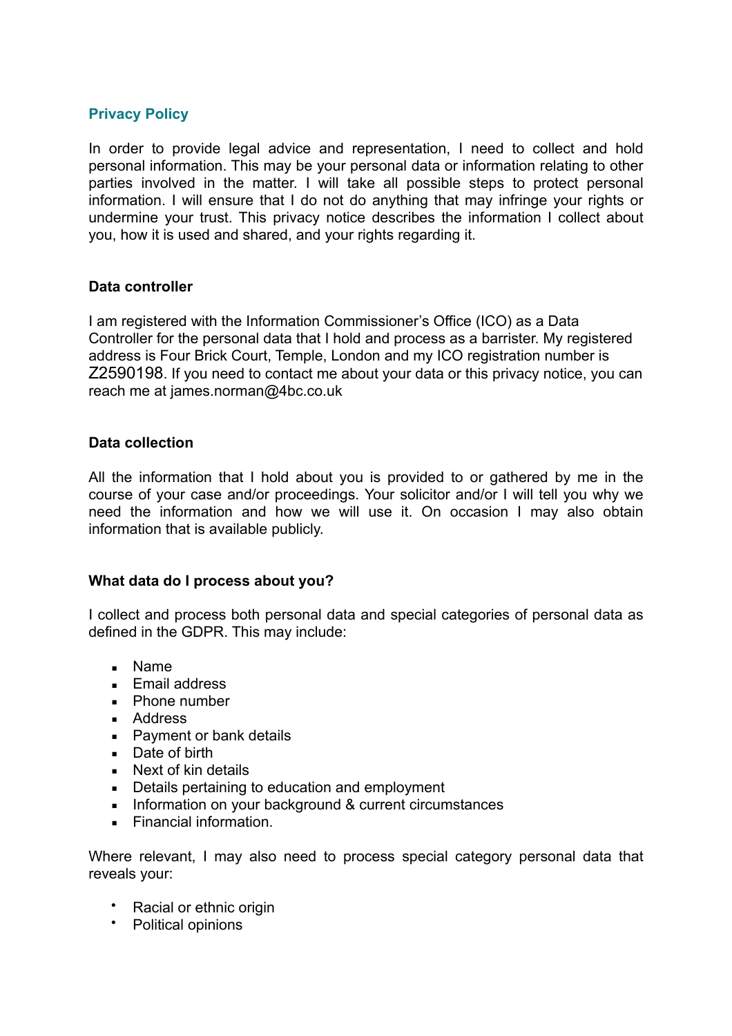## Privacy Policy

In order to provide legal advice and representation, I need to collect and hold personal information. This may be your personal data or information relating to other parties involved in the matter. I will take all possible steps to protect personal information. I will ensure that I do not do anything that may infringe your rights or undermine your trust. This privacy notice describes the information I collect about you, how it is used and shared, and your rights regarding it.

### Data controller

I am registered with the Information Commissioner's Office (ICO) as a Data Controller for the personal data that I hold and process as a barrister. My registered address is Four Brick Court, Temple, London and my ICO registration number is Z2590198. If you need to contact me about your data or this privacy notice, you can reach me at james.norman@4bc.co.uk

### Data collection

All the information that I hold about you is provided to or gathered by me in the course of your case and/or proceedings. Your solicitor and/or I will tell you why we need the information and how we will use it. On occasion I may also obtain information that is available publicly.

### What data do I process about you?

I collect and process both personal data and special categories of personal data as defined in the GDPR. This may include:

- Name
- Email address
- Phone number
- Address
- Payment or bank details
- Date of birth
- Next of kin details
- Details pertaining to education and employment
- Information on your background & current circumstances
- Financial information.

Where relevant, I may also need to process special category personal data that reveals your:

- Racial or ethnic origin
- Political opinions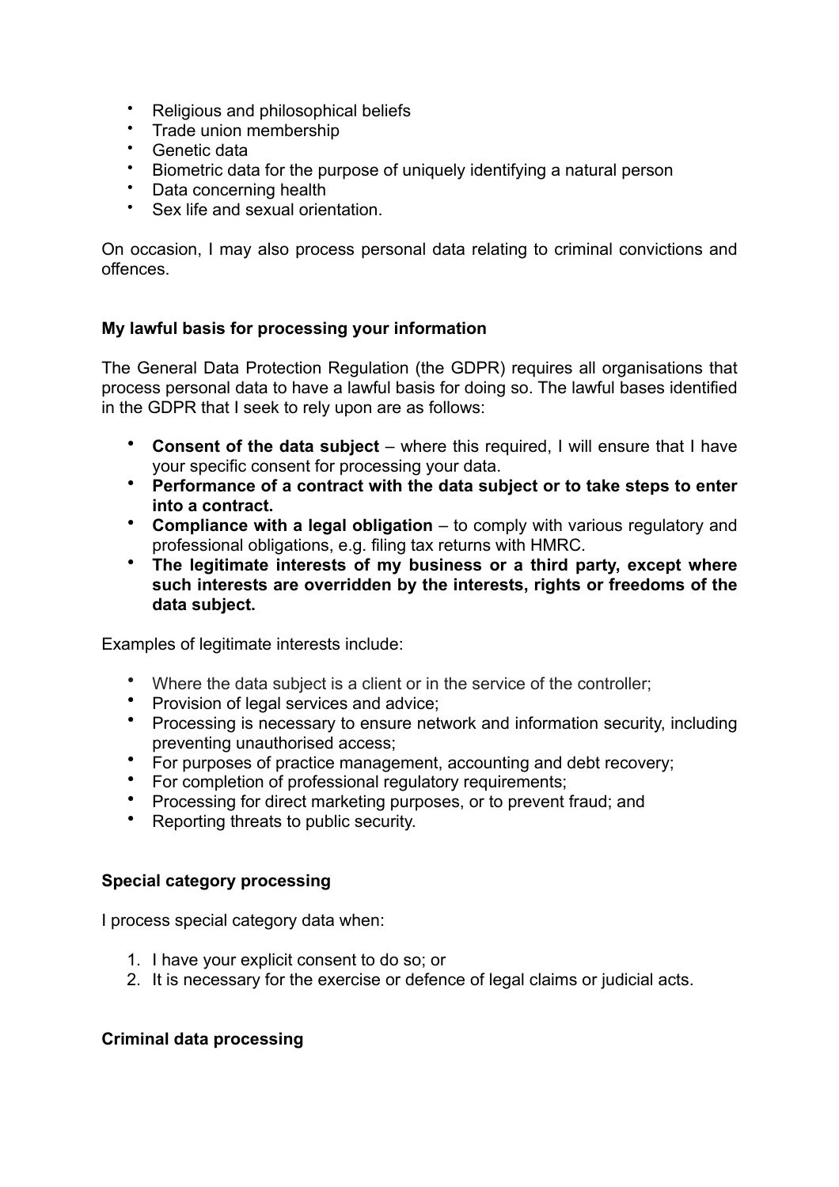- Religious and philosophical beliefs
- Trade union membership
- Genetic data
- Biometric data for the purpose of uniquely identifying a natural person
- Data concerning health
- Sex life and sexual orientation.

On occasion, I may also process personal data relating to criminal convictions and offences.

### My lawful basis for processing your information

The General Data Protection Regulation (the GDPR) requires all organisations that process personal data to have a lawful basis for doing so. The lawful bases identified in the GDPR that I seek to rely upon are as follows:

- **Consent of the data subject** – where this required, I will ensure that I have your specific consent for processing your data.
- **Performance of a contract with the data subject or to take steps to enter into a contract.**
- **Compliance with a legal obligation** – to comply with various regulatory and professional obligations, e.g. filing tax returns with HMRC.
- **The legitimate interests of my business or a third party, except where such interests are overridden by the interests, rights or freedoms of the data subject.**

Examples of legitimate interests include:

- Where the data subject is a client or in the service of the controller;
- Provision of legal services and advice;
- Processing is necessary to ensure network and information security, including preventing unauthorised access;
- For purposes of practice management, accounting and debt recovery;
- For completion of professional regulatory requirements;
- Processing for direct marketing purposes, or to prevent fraud; and
- Reporting threats to public security.

### Special category processing

I process special category data when:

1. I have your explicit consent to do so; or
2. It is necessary for the exercise or defence of legal claims or judicial acts.

### Criminal data processing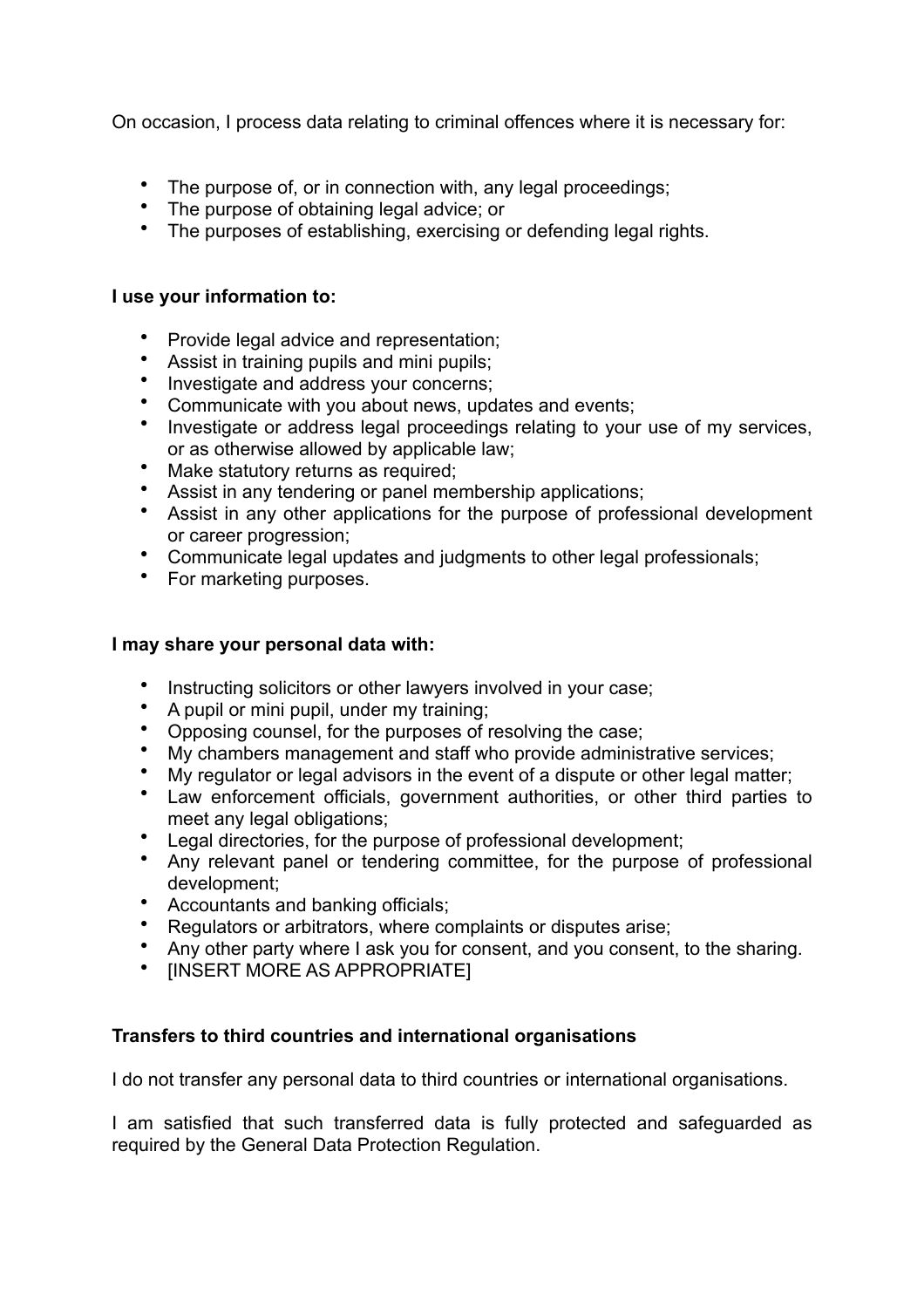On occasion, I process data relating to criminal offences where it is necessary for:

- The purpose of, or in connection with, any legal proceedings;
- The purpose of obtaining legal advice; or
- The purposes of establishing, exercising or defending legal rights.

**I use your information to:**

- Provide legal advice and representation;
- Assist in training pupils and mini pupils;
- Investigate and address your concerns;
- Communicate with you about news, updates and events;
- Investigate or address legal proceedings relating to your use of my services, or as otherwise allowed by applicable law;
- Make statutory returns as required;
- Assist in any tendering or panel membership applications;
- Assist in any other applications for the purpose of professional development or career progression;
- Communicate legal updates and judgments to other legal professionals;
- For marketing purposes.

**I may share your personal data with:**

- Instructing solicitors or other lawyers involved in your case;
- A pupil or mini pupil, under my training;
- Opposing counsel, for the purposes of resolving the case;
- My chambers management and staff who provide administrative services;
- My regulator or legal advisors in the event of a dispute or other legal matter;
- Law enforcement officials, government authorities, or other third parties to meet any legal obligations;
- Legal directories, for the purpose of professional development;
- Any relevant panel or tendering committee, for the purpose of professional development;
- Accountants and banking officials;
- Regulators or arbitrators, where complaints or disputes arise;
- Any other party where I ask you for consent, and you consent, to the sharing.
- [INSERT MORE AS APPROPRIATE]

**Transfers to third countries and international organisations**

I do not transfer any personal data to third countries or international organisations.

I am satisfied that such transferred data is fully protected and safeguarded as required by the General Data Protection Regulation.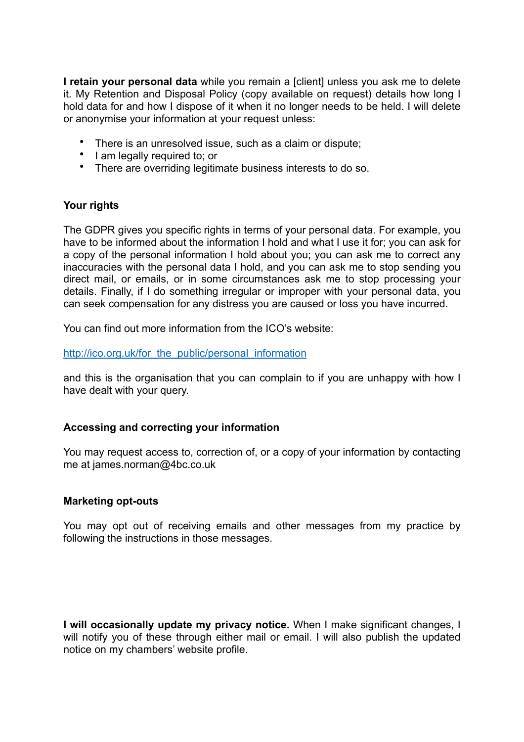**I retain your personal data** while you remain a [client] unless you ask me to delete it. My Retention and Disposal Policy (copy available on request) details how long I hold data for and how I dispose of it when it no longer needs to be held. I will delete or anonymise your information at your request unless:

- There is an unresolved issue, such as a claim or dispute;
- I am legally required to; or
- There are overriding legitimate business interests to do so.

## Your rights

The GDPR gives you specific rights in terms of your personal data. For example, you have to be informed about the information I hold and what I use it for; you can ask for a copy of the personal information I hold about you; you can ask me to correct any inaccuracies with the personal data I hold, and you can ask me to stop sending you direct mail, or emails, or in some circumstances ask me to stop processing your details. Finally, if I do something irregular or improper with your personal data, you can seek compensation for any distress you are caused or loss you have incurred.

You can find out more information from the ICO's website:

[http://ico.org.uk/for_the_public/personal_information](http://ico.org.uk/for_the_public/personal_information)

and this is the organisation that you can complain to if you are unhappy with how I have dealt with your query.

## Accessing and correcting your information

You may request access to, correction of, or a copy of your information by contacting me at james.norman@4bc.co.uk

## Marketing opt-outs

You may opt out of receiving emails and other messages from my practice by following the instructions in those messages.

**I will occasionally update my privacy notice.** When I make significant changes, I will notify you of these through either mail or email. I will also publish the updated notice on my chambers' website profile.